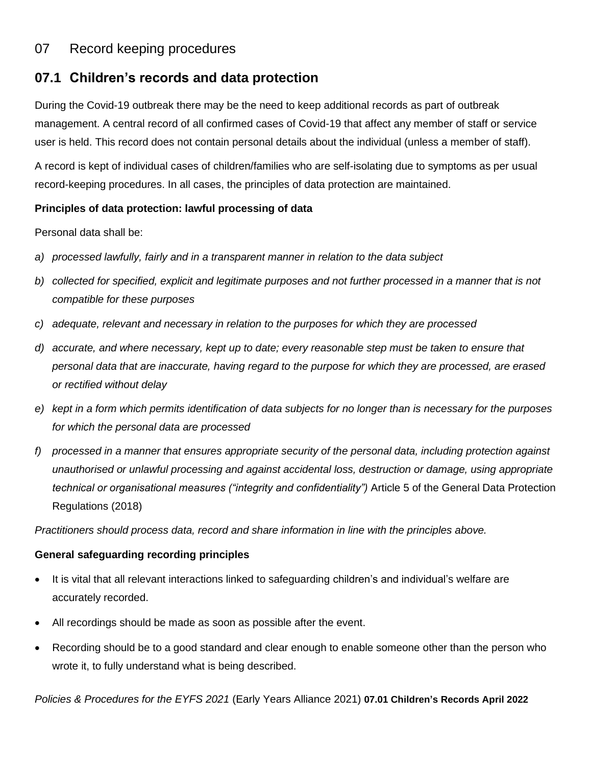# 07 Record keeping procedures

## 07.1 Children's records and data protection

During the Covid-19 outbreak there may be the need to keep additional records as part of outbreak management. A central record of all confirmed cases of Covid-19 that affect any member of staff or service user is held. This record does not contain personal details about the individual (unless a member of staff).

A record is kept of individual cases of children/families who are self-isolating due to symptoms as per usual record-keeping procedures. In all cases, the principles of data protection are maintained.

**Principles of data protection: lawful processing of data**

Personal data shall be:

a) *processed lawfully, fairly and in a transparent manner in relation to the data subject*

b) *collected for specified, explicit and legitimate purposes and not further processed in a manner that is not compatible for these purposes*

c) *adequate, relevant and necessary in relation to the purposes for which they are processed*

d) *accurate, and where necessary, kept up to date; every reasonable step must be taken to ensure that personal data that are inaccurate, having regard to the purpose for which they are processed, are erased or rectified without delay*

e) *kept in a form which permits identification of data subjects for no longer than is necessary for the purposes for which the personal data are processed*

f) *processed in a manner that ensures appropriate security of the personal data, including protection against unauthorised or unlawful processing and against accidental loss, destruction or damage, using appropriate technical or organisational measures ("integrity and confidentiality")* Article 5 of the General Data Protection Regulations (2018)

*Practitioners should process data, record and share information in line with the principles above.*

**General safeguarding recording principles**

- It is vital that all relevant interactions linked to safeguarding children's and individual's welfare are accurately recorded.
- All recordings should be made as soon as possible after the event.
- Recording should be to a good standard and clear enough to enable someone other than the person who wrote it, to fully understand what is being described.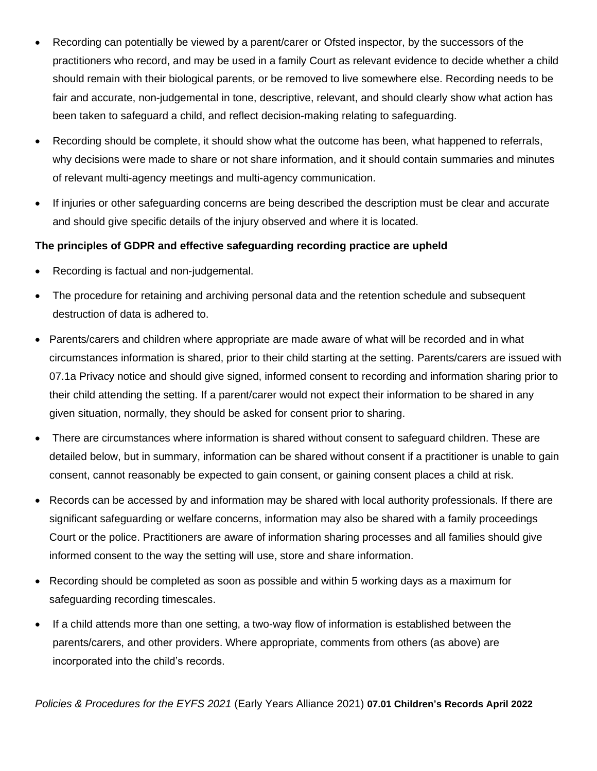- Recording can potentially be viewed by a parent/carer or Ofsted inspector, by the successors of the practitioners who record, and may be used in a family Court as relevant evidence to decide whether a child should remain with their biological parents, or be removed to live somewhere else. Recording needs to be fair and accurate, non-judgemental in tone, descriptive, relevant, and should clearly show what action has been taken to safeguard a child, and reflect decision-making relating to safeguarding.
- Recording should be complete, it should show what the outcome has been, what happened to referrals, why decisions were made to share or not share information, and it should contain summaries and minutes of relevant multi-agency meetings and multi-agency communication.
- If injuries or other safeguarding concerns are being described the description must be clear and accurate and should give specific details of the injury observed and where it is located.

**The principles of GDPR and effective safeguarding recording practice are upheld**

- Recording is factual and non-judgemental.
- The procedure for retaining and archiving personal data and the retention schedule and subsequent destruction of data is adhered to.
- Parents/carers and children where appropriate are made aware of what will be recorded and in what circumstances information is shared, prior to their child starting at the setting. Parents/carers are issued with 07.1a Privacy notice and should give signed, informed consent to recording and information sharing prior to their child attending the setting. If a parent/carer would not expect their information to be shared in any given situation, normally, they should be asked for consent prior to sharing.
- There are circumstances where information is shared without consent to safeguard children. These are detailed below, but in summary, information can be shared without consent if a practitioner is unable to gain consent, cannot reasonably be expected to gain consent, or gaining consent places a child at risk.
- Records can be accessed by and information may be shared with local authority professionals. If there are significant safeguarding or welfare concerns, information may also be shared with a family proceedings Court or the police. Practitioners are aware of information sharing processes and all families should give informed consent to the way the setting will use, store and share information.
- Recording should be completed as soon as possible and within 5 working days as a maximum for safeguarding recording timescales.
- If a child attends more than one setting, a two-way flow of information is established between the parents/carers, and other providers. Where appropriate, comments from others (as above) are incorporated into the child's records.

*Policies & Procedures for the EYFS 2021* (Early Years Alliance 2021) **07.01 Children's Records April 2022**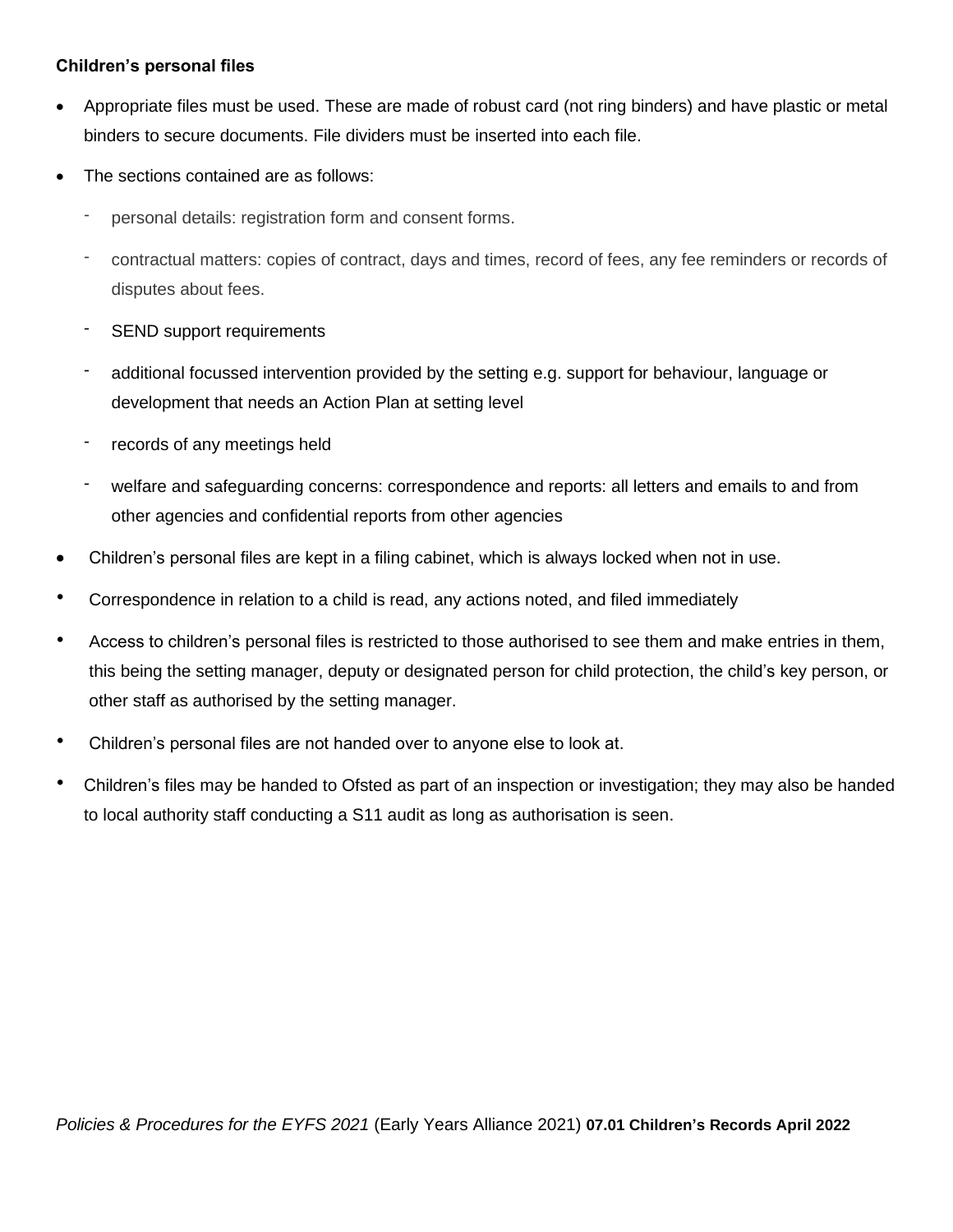**Children's personal files**

- Appropriate files must be used. These are made of robust card (not ring binders) and have plastic or metal binders to secure documents. File dividers must be inserted into each file.
- The sections contained are as follows:
  - personal details: registration form and consent forms.
  - contractual matters: copies of contract, days and times, record of fees, any fee reminders or records of disputes about fees.
  - SEND support requirements
  - additional focussed intervention provided by the setting e.g. support for behaviour, language or development that needs an Action Plan at setting level
  - records of any meetings held
  - welfare and safeguarding concerns: correspondence and reports: all letters and emails to and from other agencies and confidential reports from other agencies
- Children's personal files are kept in a filing cabinet, which is always locked when not in use.
- Correspondence in relation to a child is read, any actions noted, and filed immediately
- Access to children's personal files is restricted to those authorised to see them and make entries in them, this being the setting manager, deputy or designated person for child protection, the child's key person, or other staff as authorised by the setting manager.
- Children's personal files are not handed over to anyone else to look at.
- Children's files may be handed to Ofsted as part of an inspection or investigation; they may also be handed to local authority staff conducting a S11 audit as long as authorisation is seen.